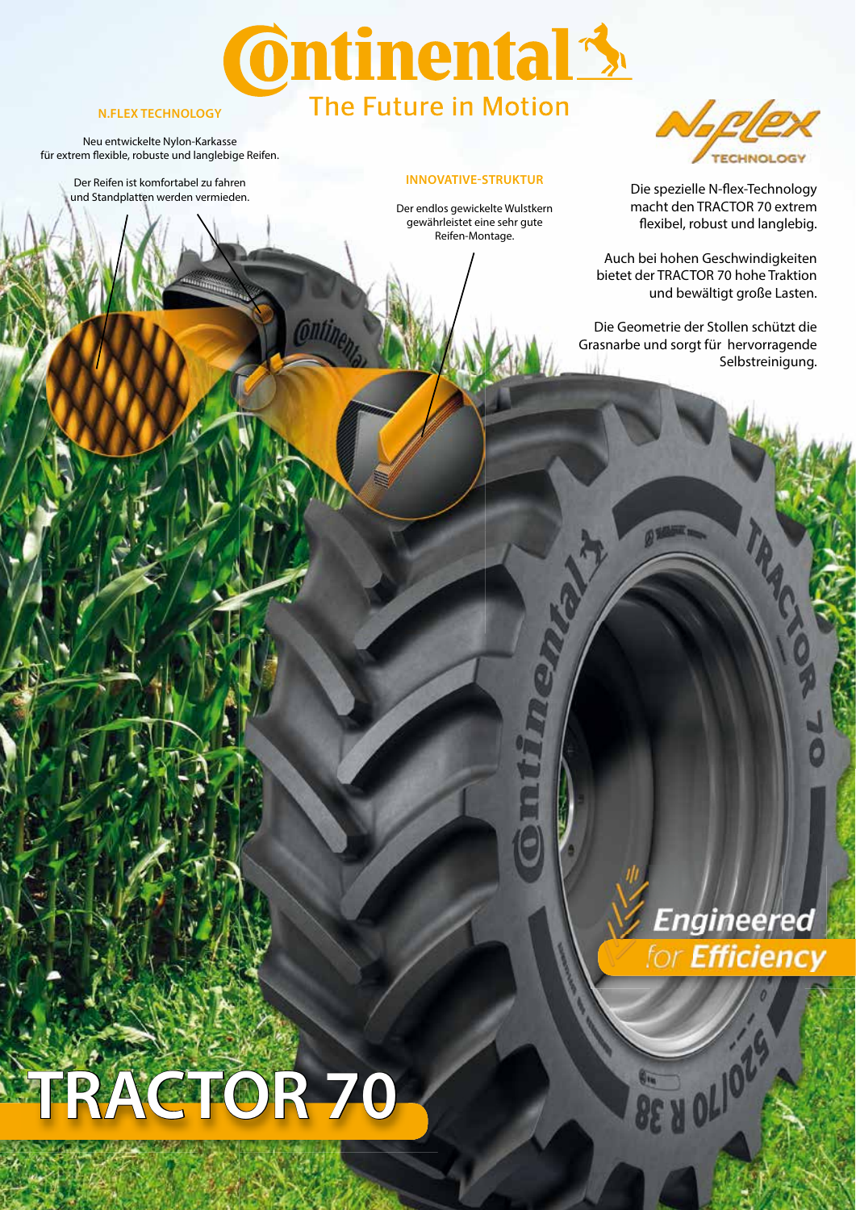# Continental

The Future in Motion

## N.FLEX TECHNOLOGY

Neu entwickelte Nylon-Karkasse
für extrem flexible, robuste und langlebige Reifen.

Der Reifen ist komfortabel zu fahren
und Standplatten werden vermieden.

## INNOVATIVE-STRUKTUR

Der endlos gewickelte Wulstkern
gewährleistet eine sehr gute
Reifen-Montage.

N.flex TECHNOLOGY

Die spezielle N-flex-Technology
macht den TRACTOR 70 extrem
flexibel, robust und langlebig.

Auch bei hohen Geschwindigkeiten
bietet der TRACTOR 70 hohe Traktion
und bewältigt große Lasten.

Die Geometrie der Stollen schützt die
Grasnarbe und sorgt für hervorragende
Selbstreinigung.

Engineered for Efficiency

# TRACTOR 70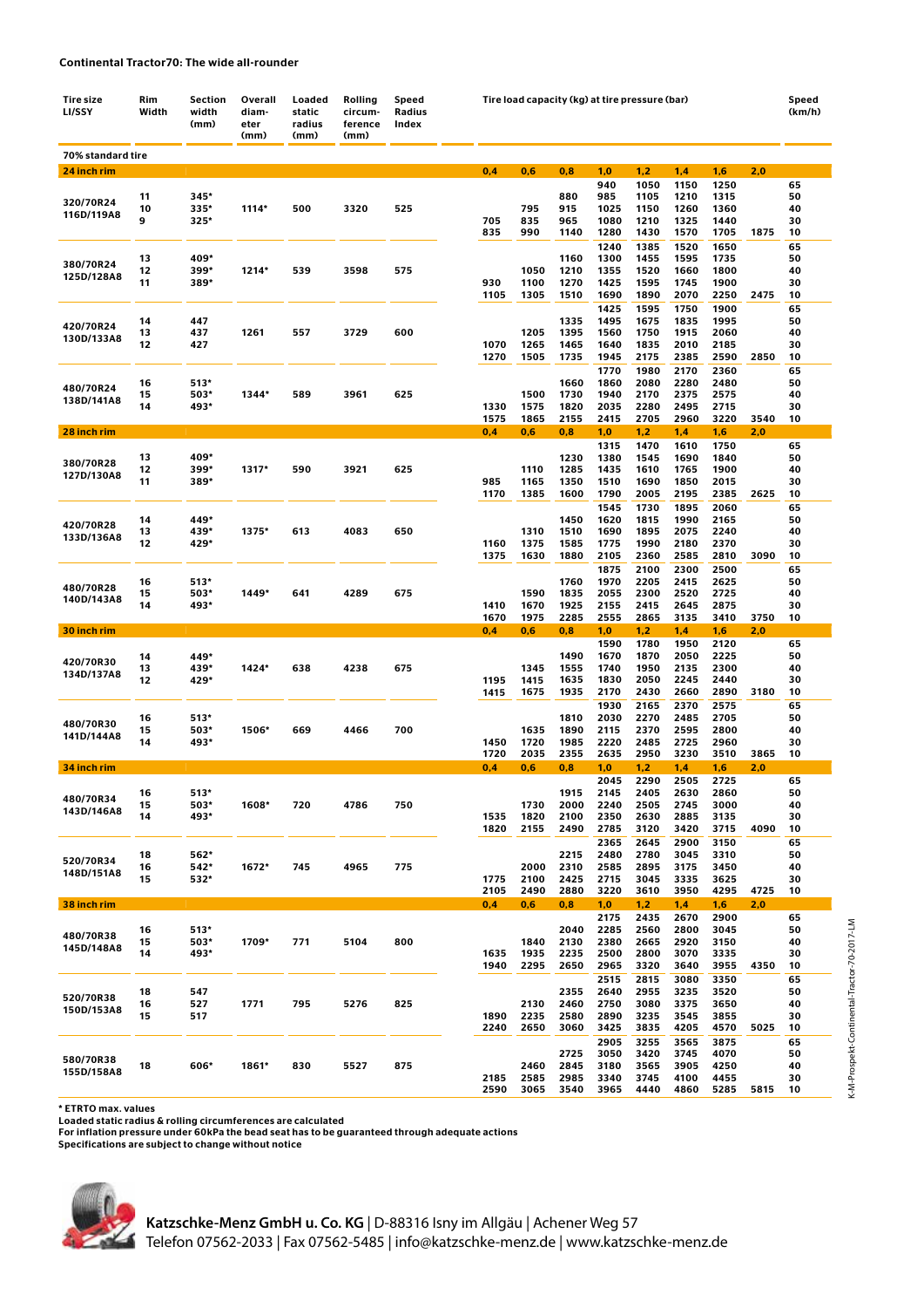## Continental Tractor70: The wide all-rounder

| Tire size LI/SSY | Rim Width | Section width (mm) | Overall diameter (mm) | Loaded static radius (mm) | Rolling circumference (mm) | Speed Radius Index | Tire load capacity (kg) at tire pressure (bar) | | | | | | | | Speed (km/h) |
|---|---|---|---|---|---|---|---|---|---|---|---|---|---|---|---|
| 70% standard tire | | | | | | | | | | | | | | | |
| **24 inch rim** | | | | | | | 0,4 | 0,6 | 0,8 | 1,0 | 1,2 | 1,4 | 1,6 | 2,0 | |
| | | | | | | | | | | 940 | 1050 | 1150 | 1250 | | 65 |
| | 11 | 345* | | | | | | | 880 | 985 | 1105 | 1210 | 1315 | | 50 |
| 320/70R24 116D/119A8 | 10 | 335* | 1114* | 500 | 3320 | 525 | | 795 | 915 | 1025 | 1150 | 1260 | 1360 | | 40 |
| | 9 | 325* | | | | | 705 | 835 | 965 | 1080 | 1210 | 1325 | 1440 | | 30 |
| | | | | | | | 835 | 990 | 1140 | 1280 | 1430 | 1570 | 1705 | 1875 | 10 |
| | | | | | | | | | | 1240 | 1385 | 1520 | 1650 | | 65 |
| | 13 | 409* | | | | | | | 1160 | 1300 | 1455 | 1595 | 1735 | | 50 |
| 380/70R24 125D/128A8 | 12 | 399* | 1214* | 539 | 3598 | 575 | | 1050 | 1210 | 1355 | 1520 | 1660 | 1800 | | 40 |
| | 11 | 389* | | | | | 930 | 1100 | 1270 | 1425 | 1595 | 1745 | 1900 | | 30 |
| | | | | | | | 1105 | 1305 | 1510 | 1690 | 1890 | 2070 | 2250 | 2475 | 10 |
| | | | | | | | | | | 1425 | 1595 | 1750 | 1900 | | 65 |
| | 14 | 447 | | | | | | | 1335 | 1495 | 1675 | 1835 | 1995 | | 50 |
| 420/70R24 130D/133A8 | 13 | 437 | 1261 | 557 | 3729 | 600 | | 1205 | 1395 | 1560 | 1750 | 1915 | 2060 | | 40 |
| | 12 | 427 | | | | | 1070 | 1265 | 1465 | 1640 | 1835 | 2010 | 2185 | | 30 |
| | | | | | | | 1270 | 1505 | 1735 | 1945 | 2175 | 2385 | 2590 | 2850 | 10 |
| | | | | | | | | | | 1770 | 1980 | 2170 | 2360 | | 65 |
| | 16 | 513* | | | | | | | 1660 | 1860 | 2080 | 2280 | 2480 | | 50 |
| 480/70R24 138D/141A8 | 15 | 503* | 1344* | 589 | 3961 | 625 | | 1500 | 1730 | 1940 | 2170 | 2375 | 2575 | | 40 |
| | 14 | 493* | | | | | 1330 | 1575 | 1820 | 2035 | 2280 | 2495 | 2715 | | 30 |
| | | | | | | | 1575 | 1865 | 2155 | 2415 | 2705 | 2960 | 3220 | 3540 | 10 |
| **28 inch rim** | | | | | | | 0,4 | 0,6 | 0,8 | 1,0 | 1,2 | 1,4 | 1,6 | 2,0 | |
| | | | | | | | | | | 1315 | 1470 | 1610 | 1750 | | 65 |
| | 13 | 409* | | | | | | | 1230 | 1380 | 1545 | 1690 | 1840 | | 50 |
| 380/70R28 127D/130A8 | 12 | 399* | 1317* | 590 | 3921 | 625 | | 1110 | 1285 | 1435 | 1610 | 1765 | 1900 | | 40 |
| | 11 | 389* | | | | | 985 | 1165 | 1350 | 1510 | 1690 | 1850 | 2015 | | 30 |
| | | | | | | | 1170 | 1385 | 1600 | 1790 | 2005 | 2195 | 2385 | 2625 | 10 |
| | | | | | | | | | | 1545 | 1730 | 1895 | 2060 | | 65 |
| | 14 | 449* | | | | | | | 1450 | 1620 | 1815 | 1990 | 2165 | | 50 |
| 420/70R28 133D/136A8 | 13 | 439* | 1375* | 613 | 4083 | 650 | | 1310 | 1510 | 1690 | 1895 | 2075 | 2240 | | 40 |
| | 12 | 429* | | | | | 1160 | 1375 | 1585 | 1775 | 1990 | 2180 | 2370 | | 30 |
| | | | | | | | 1375 | 1630 | 1880 | 2105 | 2360 | 2585 | 2810 | 3090 | 10 |
| | | | | | | | | | | 1875 | 2100 | 2300 | 2500 | | 65 |
| | 16 | 513* | | | | | | | 1760 | 1970 | 2205 | 2415 | 2625 | | 50 |
| 480/70R28 140D/143A8 | 15 | 503* | 1449* | 641 | 4289 | 675 | | 1590 | 1835 | 2055 | 2300 | 2520 | 2725 | | 40 |
| | 14 | 493* | | | | | 1410 | 1670 | 1925 | 2155 | 2415 | 2645 | 2875 | | 30 |
| | | | | | | | 1670 | 1975 | 2285 | 2555 | 2865 | 3135 | 3410 | 3750 | 10 |
| **30 inch rim** | | | | | | | 0,4 | 0,6 | 0,8 | 1,0 | 1,2 | 1,4 | 1,6 | 2,0 | |
| | | | | | | | | | | 1590 | 1780 | 1950 | 2120 | | 65 |
| | 14 | 449* | | | | | | | 1490 | 1670 | 1870 | 2050 | 2225 | | 50 |
| 420/70R30 134D/137A8 | 13 | 439* | 1424* | 638 | 4238 | 675 | | 1345 | 1555 | 1740 | 1950 | 2135 | 2300 | | 40 |
| | 12 | 429* | | | | | 1195 | 1415 | 1635 | 1830 | 2050 | 2245 | 2440 | | 30 |
| | | | | | | | 1415 | 1675 | 1935 | 2170 | 2430 | 2660 | 2890 | 3180 | 10 |
| | | | | | | | | | | 1930 | 2165 | 2370 | 2575 | | 65 |
| | 16 | 513* | | | | | | | 1810 | 2030 | 2270 | 2485 | 2705 | | 50 |
| 480/70R30 141D/144A8 | 15 | 503* | 1506* | 669 | 4466 | 700 | | 1635 | 1890 | 2115 | 2370 | 2595 | 2800 | | 40 |
| | 14 | 493* | | | | | 1450 | 1720 | 1985 | 2220 | 2485 | 2725 | 2960 | | 30 |
| | | | | | | | 1720 | 2035 | 2355 | 2635 | 2950 | 3230 | 3510 | 3865 | 10 |
| **34 inch rim** | | | | | | | 0,4 | 0,6 | 0,8 | 1,0 | 1,2 | 1,4 | 1,6 | 2,0 | |
| | | | | | | | | | | 2045 | 2290 | 2505 | 2725 | | 65 |
| | 16 | 513* | | | | | | | 1915 | 2145 | 2405 | 2630 | 2860 | | 50 |
| 480/70R34 143D/146A8 | 15 | 503* | 1608* | 720 | 4786 | 750 | | 1730 | 2000 | 2240 | 2505 | 2745 | 3000 | | 40 |
| | 14 | 493* | | | | | 1535 | 1820 | 2100 | 2350 | 2630 | 2885 | 3135 | | 30 |
| | | | | | | | 1820 | 2155 | 2490 | 2785 | 3120 | 3420 | 3715 | 4090 | 10 |
| | | | | | | | | | | 2365 | 2645 | 2900 | 3150 | | 65 |
| | 18 | 562* | | | | | | | 2215 | 2480 | 2780 | 3045 | 3310 | | 50 |
| 520/70R34 148D/151A8 | 16 | 542* | 1672* | 745 | 4965 | 775 | | 2000 | 2310 | 2585 | 2895 | 3175 | 3450 | | 40 |
| | 15 | 532* | | | | | 1775 | 2100 | 2425 | 2715 | 3045 | 3335 | 3625 | | 30 |
| | | | | | | | 2105 | 2490 | 2880 | 3220 | 3610 | 3950 | 4295 | 4725 | 10 |
| **38 inch rim** | | | | | | | 0,4 | 0,6 | 0,8 | 1,0 | 1,2 | 1,4 | 1,6 | 2,0 | |
| | | | | | | | | | | 2175 | 2435 | 2670 | 2900 | | 65 |
| | 16 | 513* | | | | | | | 2040 | 2285 | 2560 | 2800 | 3045 | | 50 |
| 480/70R38 145D/148A8 | 15 | 503* | 1709* | 771 | 5104 | 800 | | 1840 | 2130 | 2380 | 2665 | 2920 | 3150 | | 40 |
| | 14 | 493* | | | | | 1635 | 1935 | 2235 | 2500 | 2800 | 3070 | 3335 | | 30 |
| | | | | | | | 1940 | 2295 | 2650 | 2965 | 3320 | 3640 | 3955 | 4350 | 10 |
| | | | | | | | | | | 2515 | 2815 | 3080 | 3350 | | 65 |
| | 18 | 547 | | | | | | | 2355 | 2640 | 2955 | 3235 | 3520 | | 50 |
| 520/70R38 150D/153A8 | 16 | 527 | 1771 | 795 | 5276 | 825 | | 2130 | 2460 | 2750 | 3080 | 3375 | 3650 | | 40 |
| | 15 | 517 | | | | | 1890 | 2235 | 2580 | 2890 | 3235 | 3545 | 3855 | | 30 |
| | | | | | | | 2240 | 2650 | 3060 | 3425 | 3835 | 4205 | 4570 | 5025 | 10 |
| | | | | | | | | | | 2905 | 3255 | 3565 | 3875 | | 65 |
| | | | | | | | | | 2725 | 3050 | 3420 | 3745 | 4070 | | 50 |
| 580/70R38 155D/158A8 | 18 | 606* | 1861* | 830 | 5527 | 875 | | 2460 | 2845 | 3180 | 3565 | 3905 | 4250 | | 40 |
| | | | | | | | 2185 | 2585 | 2985 | 3340 | 3745 | 4100 | 4455 | | 30 |
| | | | | | | | 2590 | 3065 | 3540 | 3965 | 4440 | 4860 | 5285 | 5815 | 10 |

**\* ETRTO max. values**
**Loaded static radius & rolling circumferences are calculated**
**For inflation pressure under 60kPa the bead seat has to be guaranteed through adequate actions**
**Specifications are subject to change without notice**

**Katzschke-Menz GmbH u. Co. KG** | D-88316 Isny im Allgäu | Achener Weg 57
Telefon 07562-2033 | Fax 07562-5485 | info@katzschke-menz.de | www.katzschke-menz.de

K-M-Prospekt-Continental-Tractor-70-2017-LM